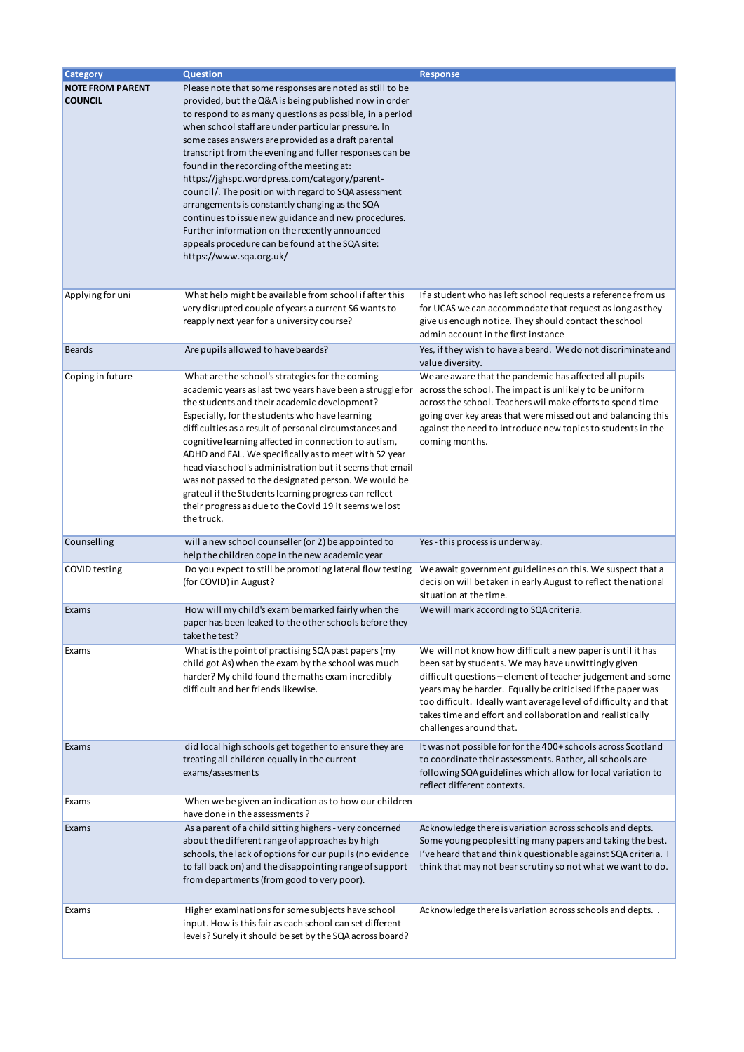| Category | Question | Response |
|---|---|---|
| **NOTE FROM PARENT COUNCIL** | Please note that some responses are noted as still to be provided, but the Q&A is being published now in order to respond to as many questions as possible, in a period when school staff are under particular pressure. In some cases answers are provided as a draft parental transcript from the evening and fuller responses can be found in the recording of the meeting at: https://jghspc.wordpress.com/category/parent-council/. The position with regard to SQA assessment arrangements is constantly changing as the SQA continues to issue new guidance and new procedures. Further information on the recently announced appeals procedure can be found at the SQA site: https://www.sqa.org.uk/ | |
| Applying for uni | What help might be available from school if after this very disrupted couple of years a current S6 wants to reapply next year for a university course? | If a student who has left school requests a reference from us for UCAS we can accommodate that request as long as they give us enough notice. They should contact the school admin account in the first instance |
| Beards | Are pupils allowed to have beards? | Yes, if they wish to have a beard. We do not discriminate and value diversity. |
| Coping in future | What are the school's strategies for the coming academic years as last two years have been a struggle for the students and their academic development? Especially, for the students who have learning difficulties as a result of personal circumstances and cognitive learning affected in connection to autism, ADHD and EAL. We specifically as to meet with S2 year head via school's administration but it seems that email was not passed to the designated person. We would be grateul if the Students learning progress can reflect their progress as due to the Covid 19 it seems we lost the truck. | We are aware that the pandemic has affected all pupils across the school. The impact is unlikely to be uniform across the school. Teachers wil make efforts to spend time going over key areas that were missed out and balancing this against the need to introduce new topics to students in the coming months. |
| Counselling | will a new school counseller (or 2) be appointed to help the children cope in the new academic year | Yes - this process is underway. |
| COVID testing | Do you expect to still be promoting lateral flow testing (for COVID) in August? | We await government guidelines on this. We suspect that a decision will be taken in early August to reflect the national situation at the time. |
| Exams | How will my child's exam be marked fairly when the paper has been leaked to the other schools before they take the test? | We will mark according to SQA criteria. |
| Exams | What is the point of practising SQA past papers (my child got As) when the exam by the school was much harder? My child found the maths exam incredibly difficult and her friends likewise. | We will not know how difficult a new paper is until it has been sat by students. We may have unwittingly given difficult questions – element of teacher judgement and some years may be harder. Equally be criticised if the paper was too difficult. Ideally want average level of difficulty and that takes time and effort and collaboration and realistically challenges around that. |
| Exams | did local high schools get together to ensure they are treating all children equally in the current exams/assesments | It was not possible for for the 400+ schools across Scotland to coordinate their assessments. Rather, all schools are following SQA guidelines which allow for local variation to reflect different contexts. |
| Exams | When we be given an indication as to how our children have done in the assessments ? | |
| Exams | As a parent of a child sitting highers - very concerned about the different range of approaches by high schools, the lack of options for our pupils (no evidence to fall back on) and the disappointing range of support from departments (from good to very poor). | Acknowledge there is variation across schools and depts. Some young people sitting many papers and taking the best. I've heard that and think questionable against SQA criteria. I think that may not bear scrutiny so not what we want to do. |
| Exams | Higher examinations for some subjects have school input. How is this fair as each school can set different levels? Surely it should be set by the SQA across board? | Acknowledge there is variation across schools and depts. . |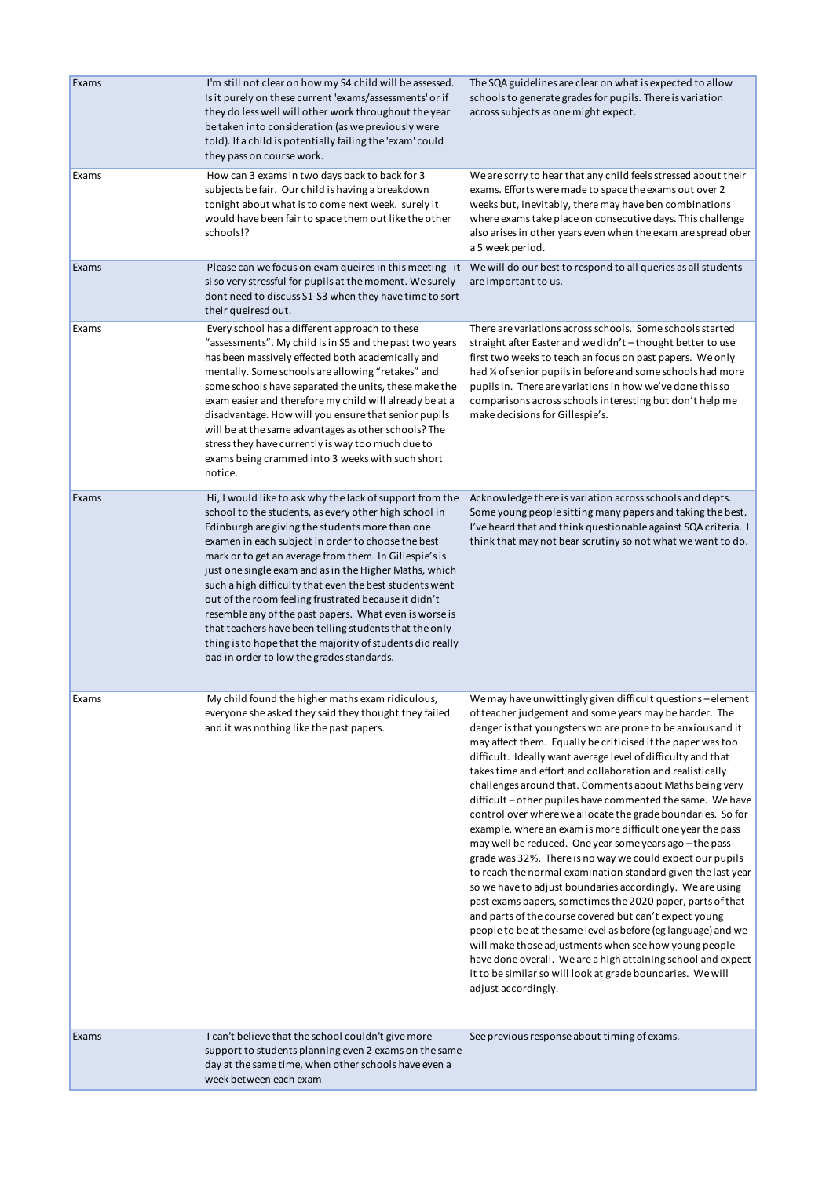| Exams | I'm still not clear on how my S4 child will be assessed. Is it purely on these current 'exams/assessments' or if they do less well will other work throughout the year be taken into consideration (as we previously were told). If a child is potentially failing the 'exam' could they pass on course work. | The SQA guidelines are clear on what is expected to allow schools to generate grades for pupils. There is variation across subjects as one might expect. |
|---|---|---|
| Exams | How can 3 exams in two days back to back for 3 subjects be fair. Our child is having a breakdown tonight about what is to come next week. surely it would have been fair to space them out like the other schools!? | We are sorry to hear that any child feels stressed about their exams. Efforts were made to space the exams out over 2 weeks but, inevitably, there may have ben combinations where exams take place on consecutive days. This challenge also arises in other years even when the exam are spread ober a 5 week period. |
| Exams | Please can we focus on exam queires in this meeting - it si so very stressful for pupils at the moment. We surely dont need to discuss S1-S3 when they have time to sort their queiresd out. | We will do our best to respond to all queries as all students are important to us. |
| Exams | Every school has a different approach to these "assessments". My child is in S5 and the past two years has been massively effected both academically and mentally. Some schools are allowing "retakes" and some schools have separated the units, these make the exam easier and therefore my child will already be at a disadvantage. How will you ensure that senior pupils will be at the same advantages as other schools? The stress they have currently is way too much due to exams being crammed into 3 weeks with such short notice. | There are variations across schools. Some schools started straight after Easter and we didn't – thought better to use first two weeks to teach an focus on past papers. We only had ¼ of senior pupils in before and some schools had more pupils in. There are variations in how we've done this so comparisons across schools interesting but don't help me make decisions for Gillespie's. |
| Exams | Hi, I would like to ask why the lack of support from the school to the students, as every other high school in Edinburgh are giving the students more than one examen in each subject in order to choose the best mark or to get an average from them. In Gillespie's is just one single exam and as in the Higher Maths, which such a high difficulty that even the best students went out of the room feeling frustrated because it didn't resemble any of the past papers. What even is worse is that teachers have been telling students that the only thing is to hope that the majority of students did really bad in order to low the grades standards. | Acknowledge there is variation across schools and depts. Some young people sitting many papers and taking the best. I've heard that and think questionable against SQA criteria. I think that may not bear scrutiny so not what we want to do. |
| Exams | My child found the higher maths exam ridiculous, everyone she asked they said they thought they failed and it was nothing like the past papers. | We may have unwittingly given difficult questions – element of teacher judgement and some years may be harder. The danger is that youngsters wo are prone to be anxious and it may affect them. Equally be criticised if the paper was too difficult. Ideally want average level of difficulty and that takes time and effort and collaboration and realistically challenges around that. Comments about Maths being very difficult – other pupiles have commented the same. We have control over where we allocate the grade boundaries. So for example, where an exam is more difficult one year the pass may well be reduced. One year some years ago – the pass grade was 32%. There is no way we could expect our pupils to reach the normal examination standard given the last year so we have to adjust boundaries accordingly. We are using past exams papers, sometimes the 2020 paper, parts of that and parts of the course covered but can't expect young people to be at the same level as before (eg language) and we will make those adjustments when see how young people have done overall. We are a high attaining school and expect it to be similar so will look at grade boundaries. We will adjust accordingly. |
| Exams | I can't believe that the school couldn't give more support to students planning even 2 exams on the same day at the same time, when other schools have even a week between each exam | See previous response about timing of exams. |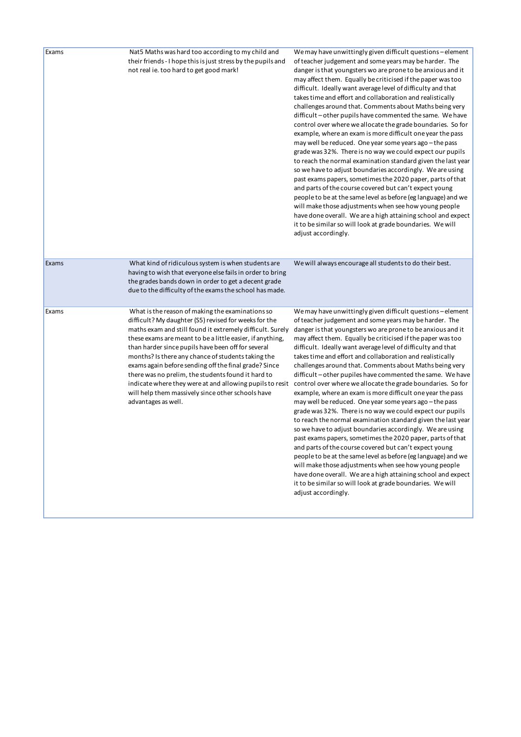| | | |
|---|---|---|
| Exams | Nat5 Maths was hard too according to my child and their friends - I hope this is just stress by the pupils and not real ie. too hard to get good mark! | We may have unwittingly given difficult questions – element of teacher judgement and some years may be harder. The danger is that youngsters wo are prone to be anxious and it may affect them. Equally be criticised if the paper was too difficult. Ideally want average level of difficulty and that takes time and effort and collaboration and realistically challenges around that. Comments about Maths being very difficult – other pupils have commented the same. We have control over where we allocate the grade boundaries. So for example, where an exam is more difficult one year the pass may well be reduced. One year some years ago – the pass grade was 32%. There is no way we could expect our pupils to reach the normal examination standard given the last year so we have to adjust boundaries accordingly. We are using past exams papers, sometimes the 2020 paper, parts of that and parts of the course covered but can't expect young people to be at the same level as before (eg language) and we will make those adjustments when see how young people have done overall. We are a high attaining school and expect it to be similar so will look at grade boundaries. We will adjust accordingly. |
| Exams | What kind of ridiculous system is when students are having to wish that everyone else fails in order to bring the grades bands down in order to get a decent grade due to the difficulty of the exams the school has made. | We will always encourage all students to do their best. |
| Exams | What is the reason of making the examinations so difficult? My daughter (S5) revised for weeks for the maths exam and still found it extremely difficult. Surely these exams are meant to be a little easier, if anything, than harder since pupils have been off for several months? Is there any chance of students taking the exams again before sending off the final grade? Since there was no prelim, the students found it hard to indicate where they were at and allowing pupils to resit will help them massively since other schools have advantages as well. | We may have unwittingly given difficult questions – element of teacher judgement and some years may be harder. The danger is that youngsters wo are prone to be anxious and it may affect them. Equally be criticised if the paper was too difficult. Ideally want average level of difficulty and that takes time and effort and collaboration and realistically challenges around that. Comments about Maths being very difficult – other pupiles have commented the same. We have control over where we allocate the grade boundaries. So for example, where an exam is more difficult one year the pass may well be reduced. One year some years ago – the pass grade was 32%. There is no way we could expect our pupils to reach the normal examination standard given the last year so we have to adjust boundaries accordingly. We are using past exams papers, sometimes the 2020 paper, parts of that and parts of the course covered but can't expect young people to be at the same level as before (eg language) and we will make those adjustments when see how young people have done overall. We are a high attaining school and expect it to be similar so will look at grade boundaries. We will adjust accordingly. |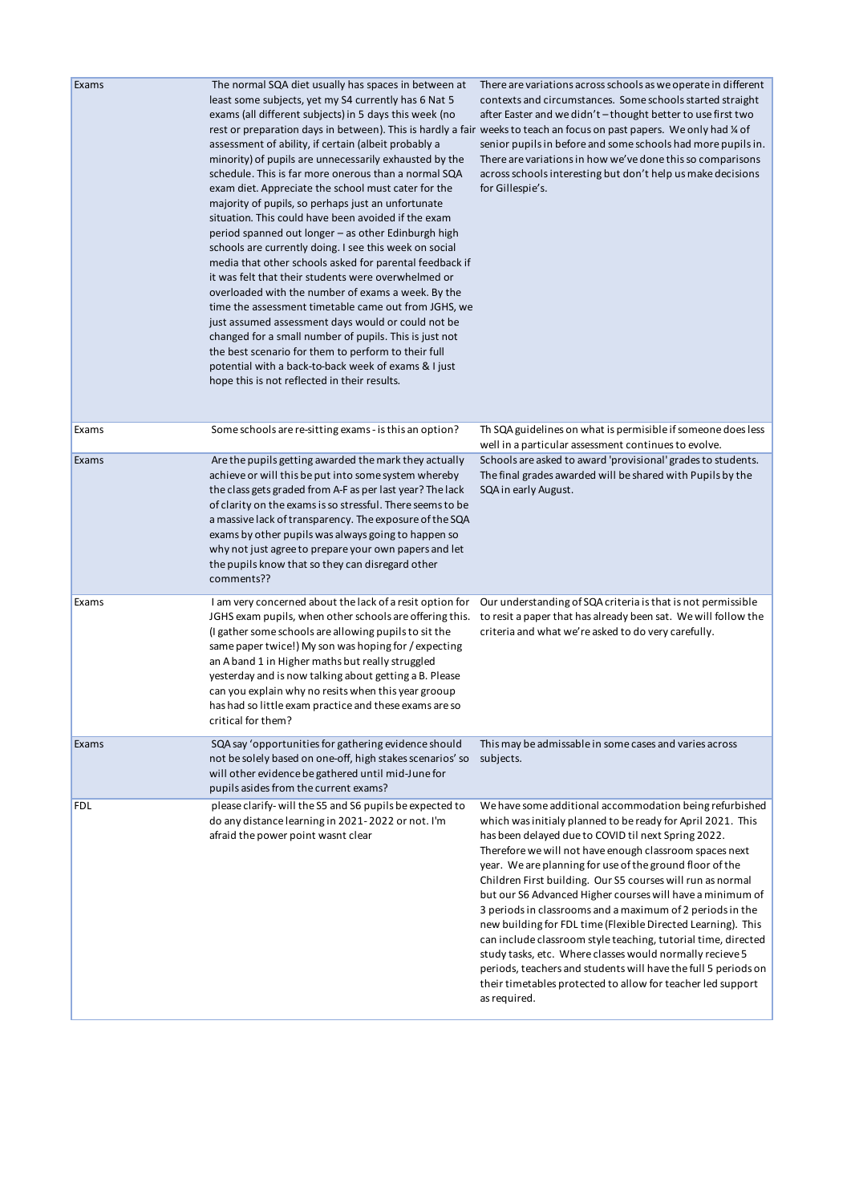| | | |
|---|---|---|
| Exams | The normal SQA diet usually has spaces in between at least some subjects, yet my S4 currently has 6 Nat 5 exams (all different subjects) in 5 days this week (no rest or preparation days in between). This is hardly a fair assessment of ability, if certain (albeit probably a minority) of pupils are unnecessarily exhausted by the schedule. This is far more onerous than a normal SQA exam diet. Appreciate the school must cater for the majority of pupils, so perhaps just an unfortunate situation. This could have been avoided if the exam period spanned out longer – as other Edinburgh high schools are currently doing. I see this week on social media that other schools asked for parental feedback if it was felt that their students were overwhelmed or overloaded with the number of exams a week. By the time the assessment timetable came out from JGHS, we just assumed assessment days would or could not be changed for a small number of pupils. This is just not the best scenario for them to perform to their full potential with a back-to-back week of exams & I just hope this is not reflected in their results. | There are variations across schools as we operate in different contexts and circumstances. Some schools started straight after Easter and we didn't – thought better to use first two weeks to teach an focus on past papers. We only had ¼ of senior pupils in before and some schools had more pupils in. There are variations in how we've done this so comparisons across schools interesting but don't help us make decisions for Gillespie's. |
| Exams | Some schools are re-sitting exams - is this an option? | Th SQA guidelines on what is permisible if someone does less well in a particular assessment continues to evolve. |
| Exams | Are the pupils getting awarded the mark they actually achieve or will this be put into some system whereby the class gets graded from A-F as per last year? The lack of clarity on the exams is so stressful. There seems to be a massive lack of transparency. The exposure of the SQA exams by other pupils was always going to happen so why not just agree to prepare your own papers and let the pupils know that so they can disregard other comments?? | Schools are asked to award 'provisional' grades to students. The final grades awarded will be shared with Pupils by the SQA in early August. |
| Exams | I am very concerned about the lack of a resit option for JGHS exam pupils, when other schools are offering this. (I gather some schools are allowing pupils to sit the same paper twice!) My son was hoping for / expecting an A band 1 in Higher maths but really struggled yesterday and is now talking about getting a B. Please can you explain why no resits when this year grooup has had so little exam practice and these exams are so critical for them? | Our understanding of SQA criteria is that is not permissible to resit a paper that has already been sat. We will follow the criteria and what we're asked to do very carefully. |
| Exams | SQA say 'opportunities for gathering evidence should not be solely based on one-off, high stakes scenarios' so will other evidence be gathered until mid-June for pupils asides from the current exams? | This may be admissable in some cases and varies across subjects. |
| FDL | please clarify- will the S5 and S6 pupils be expected to do any distance learning in 2021- 2022 or not. I'm afraid the power point wasnt clear | We have some additional accommodation being refurbished which was initialy planned to be ready for April 2021. This has been delayed due to COVID til next Spring 2022. Therefore we will not have enough classroom spaces next year. We are planning for use of the ground floor of the Children First building. Our S5 courses will run as normal but our S6 Advanced Higher courses will have a minimum of 3 periods in classrooms and a maximum of 2 periods in the new building for FDL time (Flexible Directed Learning). This can include classroom style teaching, tutorial time, directed study tasks, etc. Where classes would normally recieve 5 periods, teachers and students will have the full 5 periods on their timetables protected to allow for teacher led support as required. |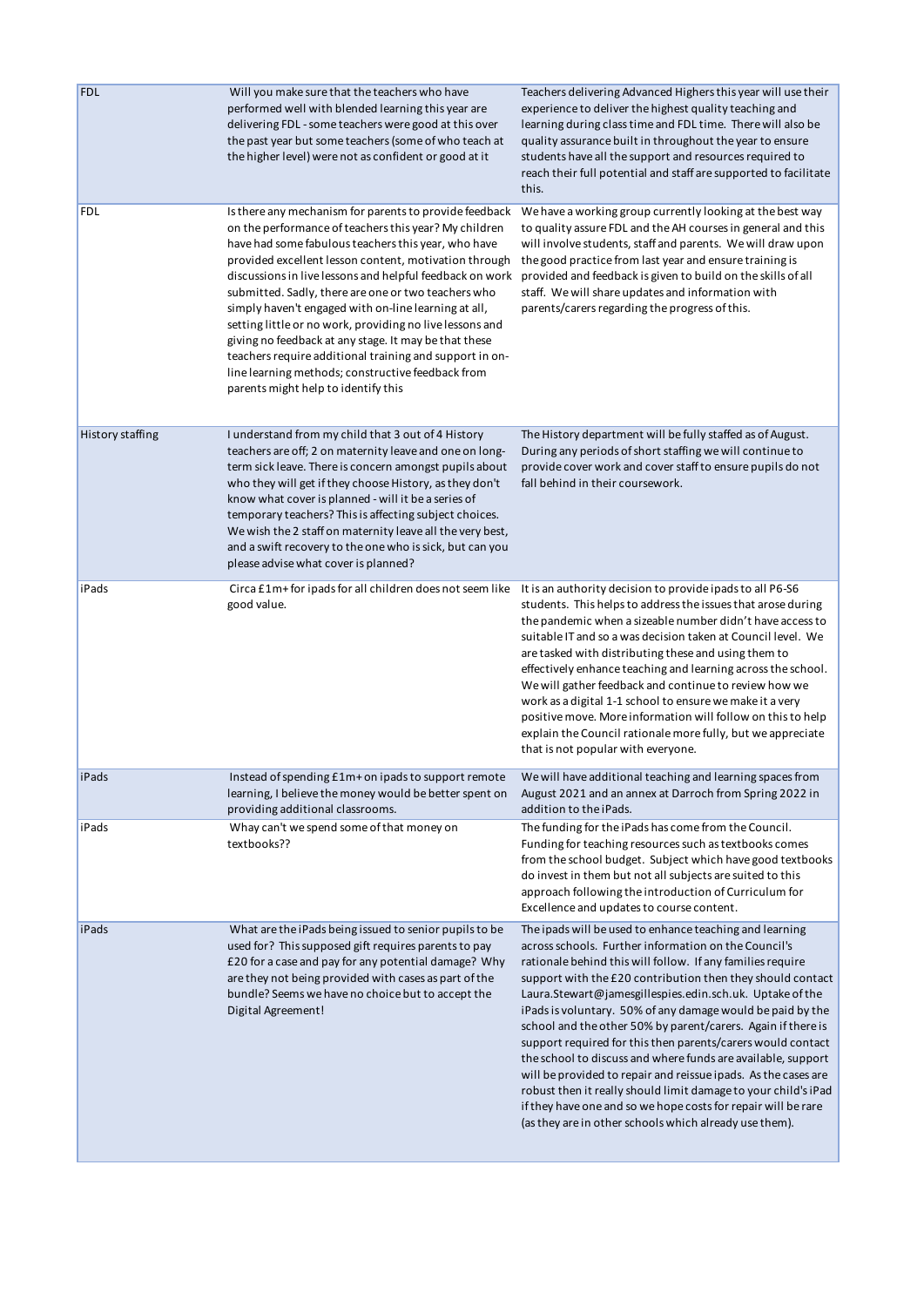| | | |
|---|---|---|
| FDL | Will you make sure that the teachers who have performed well with blended learning this year are delivering FDL - some teachers were good at this over the past year but some teachers (some of who teach at the higher level) were not as confident or good at it | Teachers delivering Advanced Highers this year will use their experience to deliver the highest quality teaching and learning during class time and FDL time. There will also be quality assurance built in throughout the year to ensure students have all the support and resources required to reach their full potential and staff are supported to facilitate this. |
| FDL | Is there any mechanism for parents to provide feedback on the performance of teachers this year? My children have had some fabulous teachers this year, who have provided excellent lesson content, motivation through discussions in live lessons and helpful feedback on work submitted. Sadly, there are one or two teachers who simply haven't engaged with on-line learning at all, setting little or no work, providing no live lessons and giving no feedback at any stage. It may be that these teachers require additional training and support in on-line learning methods; constructive feedback from parents might help to identify this | We have a working group currently looking at the best way to quality assure FDL and the AH courses in general and this will involve students, staff and parents. We will draw upon the good practice from last year and ensure training is provided and feedback is given to build on the skills of all staff. We will share updates and information with parents/carers regarding the progress of this. |
| History staffing | I understand from my child that 3 out of 4 History teachers are off; 2 on maternity leave and one on long-term sick leave. There is concern amongst pupils about who they will get if they choose History, as they don't know what cover is planned - will it be a series of temporary teachers? This is affecting subject choices. We wish the 2 staff on maternity leave all the very best, and a swift recovery to the one who is sick, but can you please advise what cover is planned? | The History department will be fully staffed as of August. During any periods of short staffing we will continue to provide cover work and cover staff to ensure pupils do not fall behind in their coursework. |
| iPads | Circa £1m+ for ipads for all children does not seem like good value. | It is an authority decision to provide ipads to all P6-S6 students. This helps to address the issues that arose during the pandemic when a sizeable number didn't have access to suitable IT and so a was decision taken at Council level. We are tasked with distributing these and using them to effectively enhance teaching and learning across the school. We will gather feedback and continue to review how we work as a digital 1-1 school to ensure we make it a very positive move. More information will follow on this to help explain the Council rationale more fully, but we appreciate that is not popular with everyone. |
| iPads | Instead of spending £1m+ on ipads to support remote learning, I believe the money would be better spent on providing additional classrooms. | We will have additional teaching and learning spaces from August 2021 and an annex at Darroch from Spring 2022 in addition to the iPads. |
| iPads | Whay can't we spend some of that money on textbooks?? | The funding for the iPads has come from the Council. Funding for teaching resources such as textbooks comes from the school budget. Subject which have good textbooks do invest in them but not all subjects are suited to this approach following the introduction of Curriculum for Excellence and updates to course content. |
| iPads | What are the iPads being issued to senior pupils to be used for? This supposed gift requires parents to pay £20 for a case and pay for any potential damage? Why are they not being provided with cases as part of the bundle? Seems we have no choice but to accept the Digital Agreement! | The ipads will be used to enhance teaching and learning across schools. Further information on the Council's rationale behind this will follow. If any families require support with the £20 contribution then they should contact Laura.Stewart@jamesgillespies.edin.sch.uk. Uptake of the iPads is voluntary. 50% of any damage would be paid by the school and the other 50% by parent/carers. Again if there is support required for this then parents/carers would contact the school to discuss and where funds are available, support will be provided to repair and reissue ipads. As the cases are robust then it really should limit damage to your child's iPad if they have one and so we hope costs for repair will be rare (as they are in other schools which already use them). |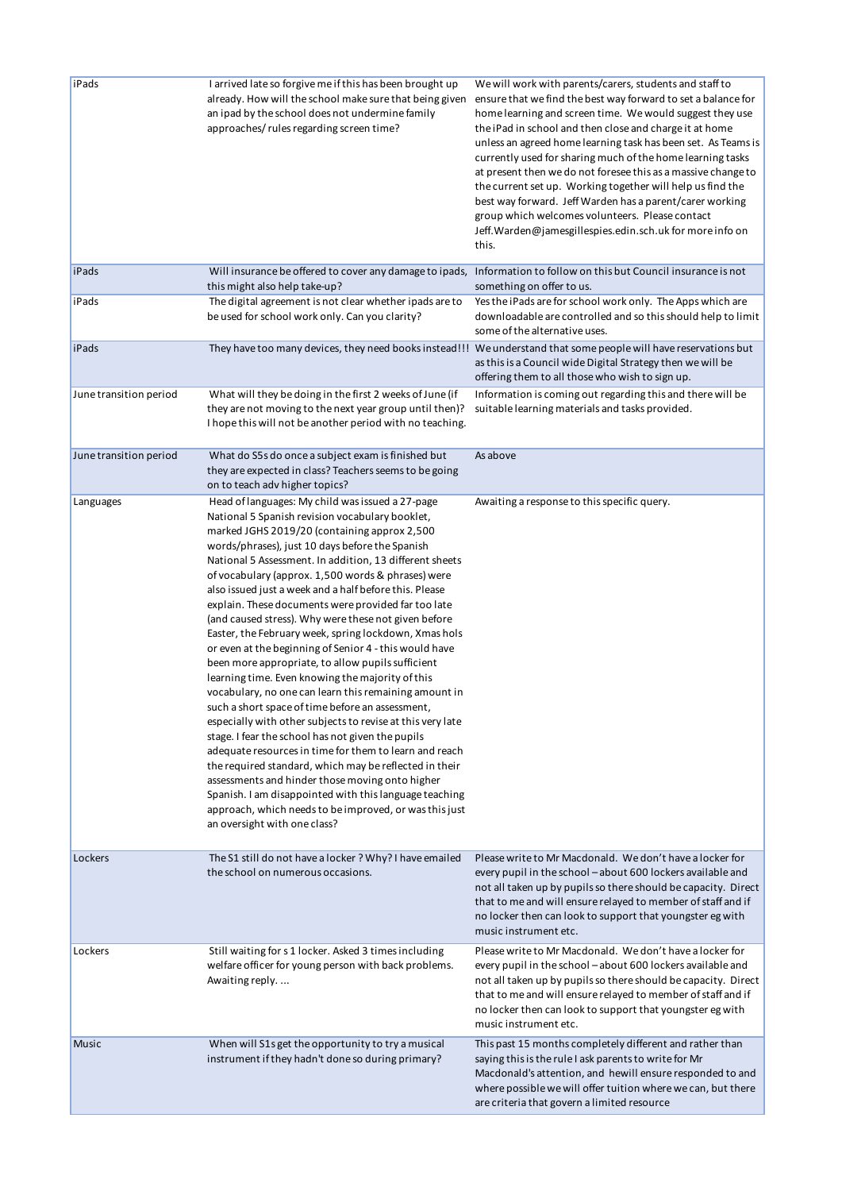| iPads | I arrived late so forgive me if this has been brought up already. How will the school make sure that being given an ipad by the school does not undermine family approaches/ rules regarding screen time? | We will work with parents/carers, students and staff to ensure that we find the best way forward to set a balance for home learning and screen time. We would suggest they use the iPad in school and then close and charge it at home unless an agreed home learning task has been set. As Teams is currently used for sharing much of the home learning tasks at present then we do not foresee this as a massive change to the current set up. Working together will help us find the best way forward. Jeff Warden has a parent/carer working group which welcomes volunteers. Please contact Jeff.Warden@jamesgillespies.edin.sch.uk for more info on this. |
|---|---|---|
| iPads | Will insurance be offered to cover any damage to ipads, this might also help take-up? | Information to follow on this but Council insurance is not something on offer to us. |
| iPads | The digital agreement is not clear whether ipads are to be used for school work only. Can you clarity? | Yes the iPads are for school work only. The Apps which are downloadable are controlled and so this should help to limit some of the alternative uses. |
| iPads | They have too many devices, they need books instead!!! | We understand that some people will have reservations but as this is a Council wide Digital Strategy then we will be offering them to all those who wish to sign up. |
| June transition period | What will they be doing in the first 2 weeks of June (if they are not moving to the next year group until then)? I hope this will not be another period with no teaching. | Information is coming out regarding this and there will be suitable learning materials and tasks provided. |
| June transition period | What do S5s do once a subject exam is finished but they are expected in class? Teachers seems to be going on to teach adv higher topics? | As above |
| Languages | Head of languages: My child was issued a 27-page National 5 Spanish revision vocabulary booklet, marked JGHS 2019/20 (containing approx 2,500 words/phrases), just 10 days before the Spanish National 5 Assessment. In addition, 13 different sheets of vocabulary (approx. 1,500 words & phrases) were also issued just a week and a half before this. Please explain. These documents were provided far too late (and caused stress). Why were these not given before Easter, the February week, spring lockdown, Xmas hols or even at the beginning of Senior 4 - this would have been more appropriate, to allow pupils sufficient learning time. Even knowing the majority of this vocabulary, no one can learn this remaining amount in such a short space of time before an assessment, especially with other subjects to revise at this very late stage. I fear the school has not given the pupils adequate resources in time for them to learn and reach the required standard, which may be reflected in their assessments and hinder those moving onto higher Spanish. I am disappointed with this language teaching approach, which needs to be improved, or was this just an oversight with one class? | Awaiting a response to this specific query. |
| Lockers | The S1 still do not have a locker ? Why? I have emailed the school on numerous occasions. | Please write to Mr Macdonald. We don't have a locker for every pupil in the school – about 600 lockers available and not all taken up by pupils so there should be capacity. Direct that to me and will ensure relayed to member of staff and if no locker then can look to support that youngster eg with music instrument etc. |
| Lockers | Still waiting for s 1 locker. Asked 3 times including welfare officer for young person with back problems. Awaiting reply. ... | Please write to Mr Macdonald. We don't have a locker for every pupil in the school – about 600 lockers available and not all taken up by pupils so there should be capacity. Direct that to me and will ensure relayed to member of staff and if no locker then can look to support that youngster eg with music instrument etc. |
| Music | When will S1s get the opportunity to try a musical instrument if they hadn't done so during primary? | This past 15 months completely different and rather than saying this is the rule I ask parents to write for Mr Macdonald's attention, and hewill ensure responded to and where possible we will offer tuition where we can, but there are criteria that govern a limited resource |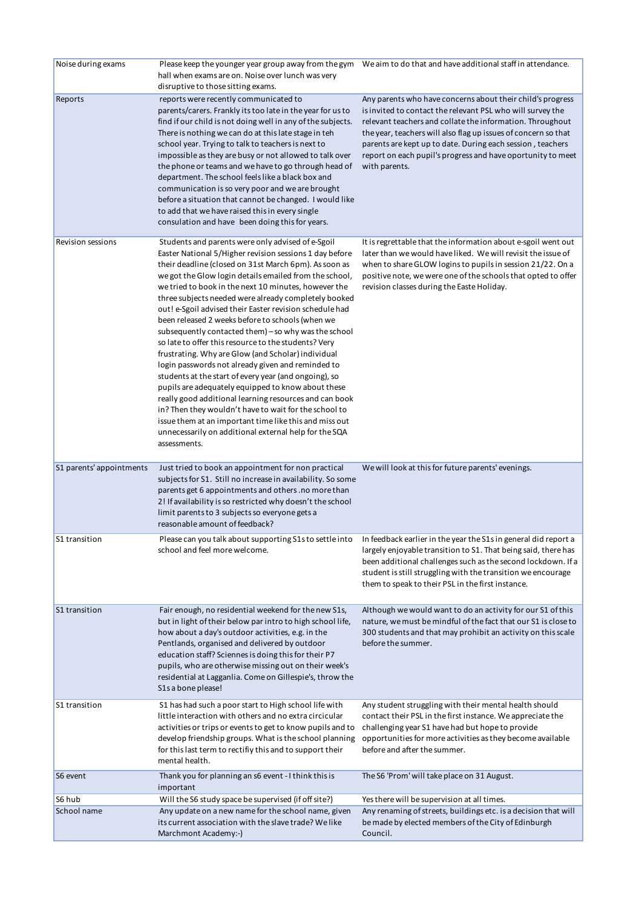| | | |
|---|---|---|
| Noise during exams | Please keep the younger year group away from the gym hall when exams are on. Noise over lunch was very disruptive to those sitting exams. | We aim to do that and have additional staff in attendance. |
| Reports | reports were recently communicated to parents/carers. Frankly its too late in the year for us to find if our child is not doing well in any of the subjects. There is nothing we can do at this late stage in teh school year. Trying to talk to teachers is next to impossible as they are busy or not allowed to talk over the phone or teams and we have to go through head of department. The school feels like a black box and communication is so very poor and we are brought before a situation that cannot be changed. I would like to add that we have raised this in every single consulation and have been doing this for years. | Any parents who have concerns about their child's progress is invited to contact the relevant PSL who will survey the relevant teachers and collate the information. Throughout the year, teachers will also flag up issues of concern so that parents are kept up to date. During each session , teachers report on each pupil's progress and have oportunity to meet with parents. |
| Revision sessions | Students and parents were only advised of e-Sgoil Easter National 5/Higher revision sessions 1 day before their deadline (closed on 31st March 6pm). As soon as we got the Glow login details emailed from the school, we tried to book in the next 10 minutes, however the three subjects needed were already completely booked out! e-Sgoil advised their Easter revision schedule had been released 2 weeks before to schools (when we subsequently contacted them) – so why was the school so late to offer this resource to the students? Very frustrating. Why are Glow (and Scholar) individual login passwords not already given and reminded to students at the start of every year (and ongoing), so pupils are adequately equipped to know about these really good additional learning resources and can book in? Then they wouldn't have to wait for the school to issue them at an important time like this and miss out unnecessarily on additional external help for the SQA assessments. | It is regrettable that the information about e-sgoil went out later than we would have liked. We will revisit the issue of when to share GLOW logins to pupils in session 21/22. On a positive note, we were one of the schools that opted to offer revision classes during the Easte Holiday. |
| S1 parents' appointments | Just tried to book an appointment for non practical subjects for S1. Still no increase in availability. So some parents get 6 appointments and others .no more than 2! If availability is so restricted why doesn't the school limit parents to 3 subjects so everyone gets a reasonable amount of feedback? | We will look at this for future parents' evenings. |
| S1 transition | Please can you talk about supporting S1s to settle into school and feel more welcome. | In feedback earlier in the year the S1s in general did report a largely enjoyable transition to S1. That being said, there has been additional challenges such as the second lockdown. If a student is still struggling with the transition we encourage them to speak to their PSL in the first instance. |
| S1 transition | Fair enough, no residential weekend for the new S1s, but in light of their below par intro to high school life, how about a day's outdoor activities, e.g. in the Pentlands, organised and delivered by outdoor education staff? Sciennes is doing this for their P7 pupils, who are otherwise missing out on their week's residential at Lagganlia. Come on Gillespie's, throw the S1s a bone please! | Although we would want to do an activity for our S1 of this nature, we must be mindful of the fact that our S1 is close to 300 students and that may prohibit an activity on this scale before the summer. |
| S1 transition | S1 has had such a poor start to High school life with little interaction with others and no extra circicular activities or trips or events to get to know pupils and to develop friendship groups. What is the school planning for this last term to rectify this and to support their mental health. | Any student struggling with their mental health should contact their PSL in the first instance. We appreciate the challenging year S1 have had but hope to provide opportunities for more activities as they become available before and after the summer. |
| S6 event | Thank you for planning an s6 event - I think this is important | The S6 'Prom' will take place on 31 August. |
| S6 hub | Will the S6 study space be supervised (if off site?) | Yes there will be supervision at all times. |
| School name | Any update on a new name for the school name, given its current association with the slave trade? We like Marchmont Academy:-) | Any renaming of streets, buildings etc. is a decision that will be made by elected members of the City of Edinburgh Council. |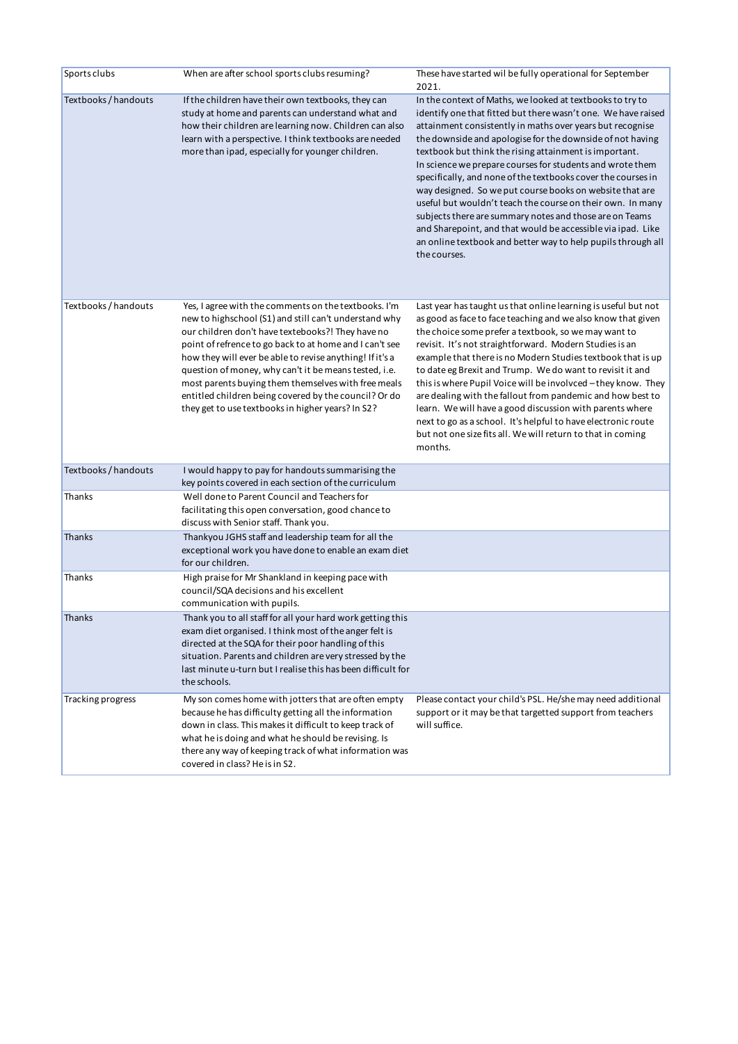| | | |
|---|---|---|
| Sports clubs | When are after school sports clubs resuming? | These have started wil be fully operational for September 2021. |
| Textbooks / handouts | If the children have their own textbooks, they can study at home and parents can understand what and how their children are learning now. Children can also learn with a perspective. I think textbooks are needed more than ipad, especially for younger children. | In the context of Maths, we looked at textbooks to try to identify one that fitted but there wasn't one. We have raised attainment consistently in maths over years but recognise the downside and apologise for the downside of not having textbook but think the rising attainment is important. In science we prepare courses for students and wrote them specifically, and none of the textbooks cover the courses in way designed. So we put course books on website that are useful but wouldn't teach the course on their own. In many subjects there are summary notes and those are on Teams and Sharepoint, and that would be accessible via ipad. Like an online textbook and better way to help pupils through all the courses. |
| Textbooks / handouts | Yes, I agree with the comments on the textbooks. I'm new to highschool (S1) and still can't understand why our children don't have textebooks?! They have no point of refrence to go back to at home and I can't see how they will ever be able to revise anything! If it's a question of money, why can't it be means tested, i.e. most parents buying them themselves with free meals entitled children being covered by the council? Or do they get to use textbooks in higher years? In S2? | Last year has taught us that online learning is useful but not as good as face to face teaching and we also know that given the choice some prefer a textbook, so we may want to revisit. It's not straightforward. Modern Studies is an example that there is no Modern Studies textbook that is up to date eg Brexit and Trump. We do want to revisit it and this is where Pupil Voice will be involvced – they know. They are dealing with the fallout from pandemic and how best to learn. We will have a good discussion with parents where next to go as a school. It's helpful to have electronic route but not one size fits all. We will return to that in coming months. |
| Textbooks / handouts | I would happy to pay for handouts summarising the key points covered in each section of the curriculum | |
| Thanks | Well done to Parent Council and Teachers for facilitating this open conversation, good chance to discuss with Senior staff. Thank you. | |
| Thanks | Thankyou JGHS staff and leadership team for all the exceptional work you have done to enable an exam diet for our children. | |
| Thanks | High praise for Mr Shankland in keeping pace with council/SQA decisions and his excellent communication with pupils. | |
| Thanks | Thank you to all staff for all your hard work getting this exam diet organised. I think most of the anger felt is directed at the SQA for their poor handling of this situation. Parents and children are very stressed by the last minute u-turn but I realise this has been difficult for the schools. | |
| Tracking progress | My son comes home with jotters that are often empty because he has difficulty getting all the information down in class. This makes it difficult to keep track of what he is doing and what he should be revising. Is there any way of keeping track of what information was covered in class? He is in S2. | Please contact your child's PSL. He/she may need additional support or it may be that targetted support from teachers will suffice. |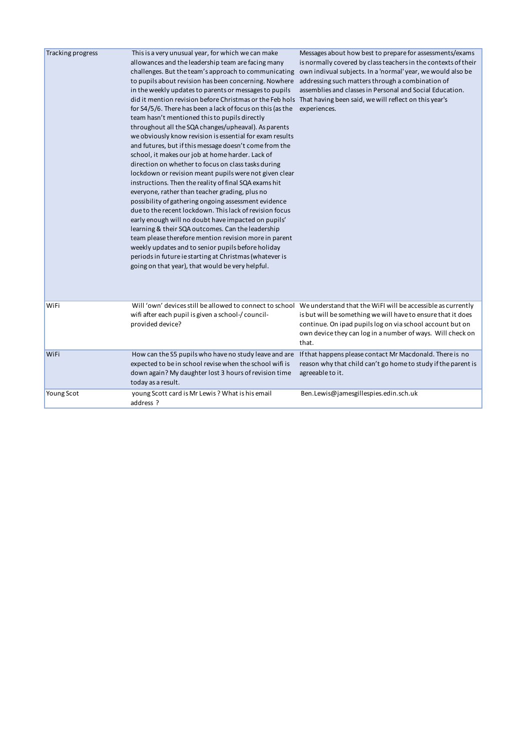| | | |
|---|---|---|
| Tracking progress | This is a very unusual year, for which we can make allowances and the leadership team are facing many challenges. But the team's approach to communicating to pupils about revision has been concerning. Nowhere in the weekly updates to parents or messages to pupils did it mention revision before Christmas or the Feb hols for S4/5/6. There has been a lack of focus on this (as the team hasn't mentioned this to pupils directly throughout all the SQA changes/upheaval). As parents we obviously know revision is essential for exam results and futures, but if this message doesn't come from the school, it makes our job at home harder. Lack of direction on whether to focus on class tasks during lockdown or revision meant pupils were not given clear instructions. Then the reality of final SQA exams hit everyone, rather than teacher grading, plus no possibility of gathering ongoing assessment evidence due to the recent lockdown. This lack of revision focus early enough will no doubt have impacted on pupils' learning & their SQA outcomes. Can the leadership team please therefore mention revision more in parent weekly updates and to senior pupils before holiday periods in future ie starting at Christmas (whatever is going on that year), that would be very helpful. | Messages about how best to prepare for assessments/exams is normally covered by class teachers in the contexts of their own indivual subjects. In a 'normal' year, we would also be addressing such matters through a combination of assemblies and classes in Personal and Social Education. That having been said, we will reflect on this year's experiences. |
| WiFi | Will 'own' devices still be allowed to connect to school wifi after each pupil is given a school-/ council-provided device? | We understand that the WiFI will be accessible as currently is but will be something we will have to ensure that it does continue. On ipad pupils log on via school account but on own device they can log in a number of ways. Will check on that. |
| WiFi | How can the S5 pupils who have no study leave and are expected to be in school revise when the school wifi is down again? My daughter lost 3 hours of revision time today as a result. | If that happens please contact Mr Macdonald. There is no reason why that child can't go home to study if the parent is agreeable to it. |
| Young Scot | young Scott card is Mr Lewis ? What is his email address ? | Ben.Lewis@jamesgillespies.edin.sch.uk |